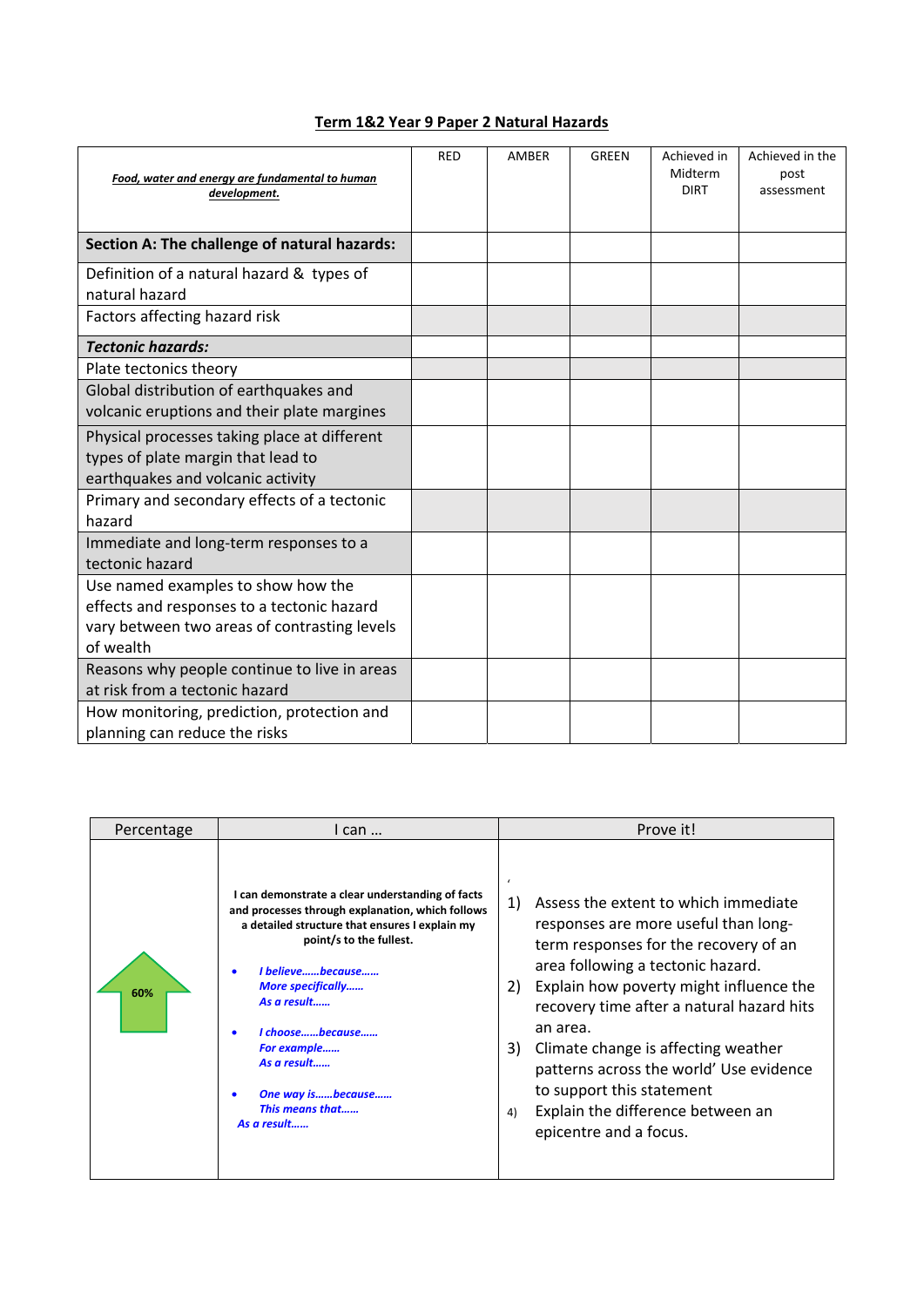# Term 1&2 Year 9 Paper 2 Natural Hazards

| ***Food, water and energy are fundamental to human development.*** | RED | AMBER | GREEN | Achieved in Midterm DIRT | Achieved in the post assessment |
|---|---|---|---|---|---|
| **Section A: The challenge of natural hazards:** | | | | | |
| Definition of a natural hazard & types of natural hazard | | | | | |
| Factors affecting hazard risk | | | | | |
| ***Tectonic hazards:*** | | | | | |
| Plate tectonics theory | | | | | |
| Global distribution of earthquakes and volcanic eruptions and their plate margines | | | | | |
| Physical processes taking place at different types of plate margin that lead to earthquakes and volcanic activity | | | | | |
| Primary and secondary effects of a tectonic hazard | | | | | |
| Immediate and long-term responses to a tectonic hazard | | | | | |
| Use named examples to show how the effects and responses to a tectonic hazard vary between two areas of contrasting levels of wealth | | | | | |
| Reasons why people continue to live in areas at risk from a tectonic hazard | | | | | |
| How monitoring, prediction, protection and planning can reduce the risks | | | | | |

| Percentage | I can … | Prove it! |
|---|---|---|
| 60% | **I can demonstrate a clear understanding of facts and processes through explanation, which follows a detailed structure that ensures I explain my point/s to the fullest.**<br><br>• ***I believe……because……*** ***More specifically……*** ***As a result……***<br><br>• ***I choose……because……*** ***For example……*** ***As a result……***<br><br>• ***One way is……because……*** ***This means that……*** ***As a result……*** | 1) Assess the extent to which immediate responses are more useful than long-term responses for the recovery of an area following a tectonic hazard.<br>2) Explain how poverty might influence the recovery time after a natural hazard hits an area.<br>3) Climate change is affecting weather patterns across the world' Use evidence to support this statement<br>4) Explain the difference between an epicentre and a focus. |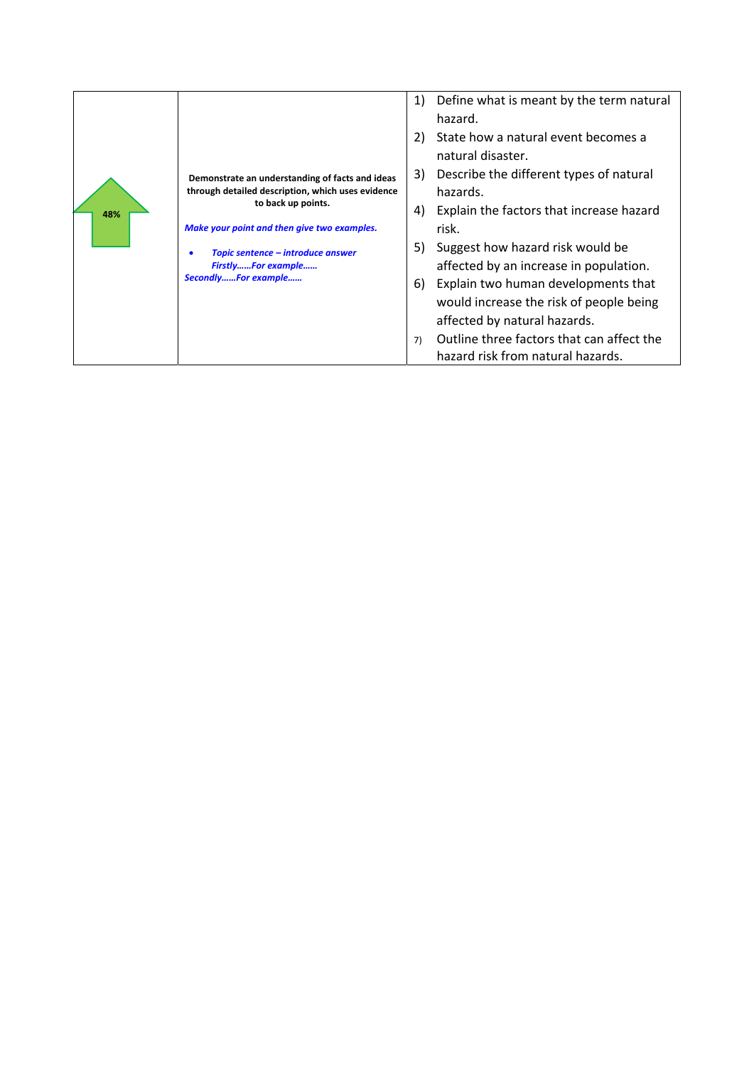| | | |
|---|---|---|
| 48% | **Demonstrate an understanding of facts and ideas through detailed description, which uses evidence to back up points.**<br><br>***Make your point and then give two examples.***<br><br>• ***Topic sentence – introduce answer***<br>***Firstly……For example……***<br>***Secondly……For example……*** | 1) Define what is meant by the term natural hazard.<br>2) State how a natural event becomes a natural disaster.<br>3) Describe the different types of natural hazards.<br>4) Explain the factors that increase hazard risk.<br>5) Suggest how hazard risk would be affected by an increase in population.<br>6) Explain two human developments that would increase the risk of people being affected by natural hazards.<br>7) Outline three factors that can affect the hazard risk from natural hazards. |